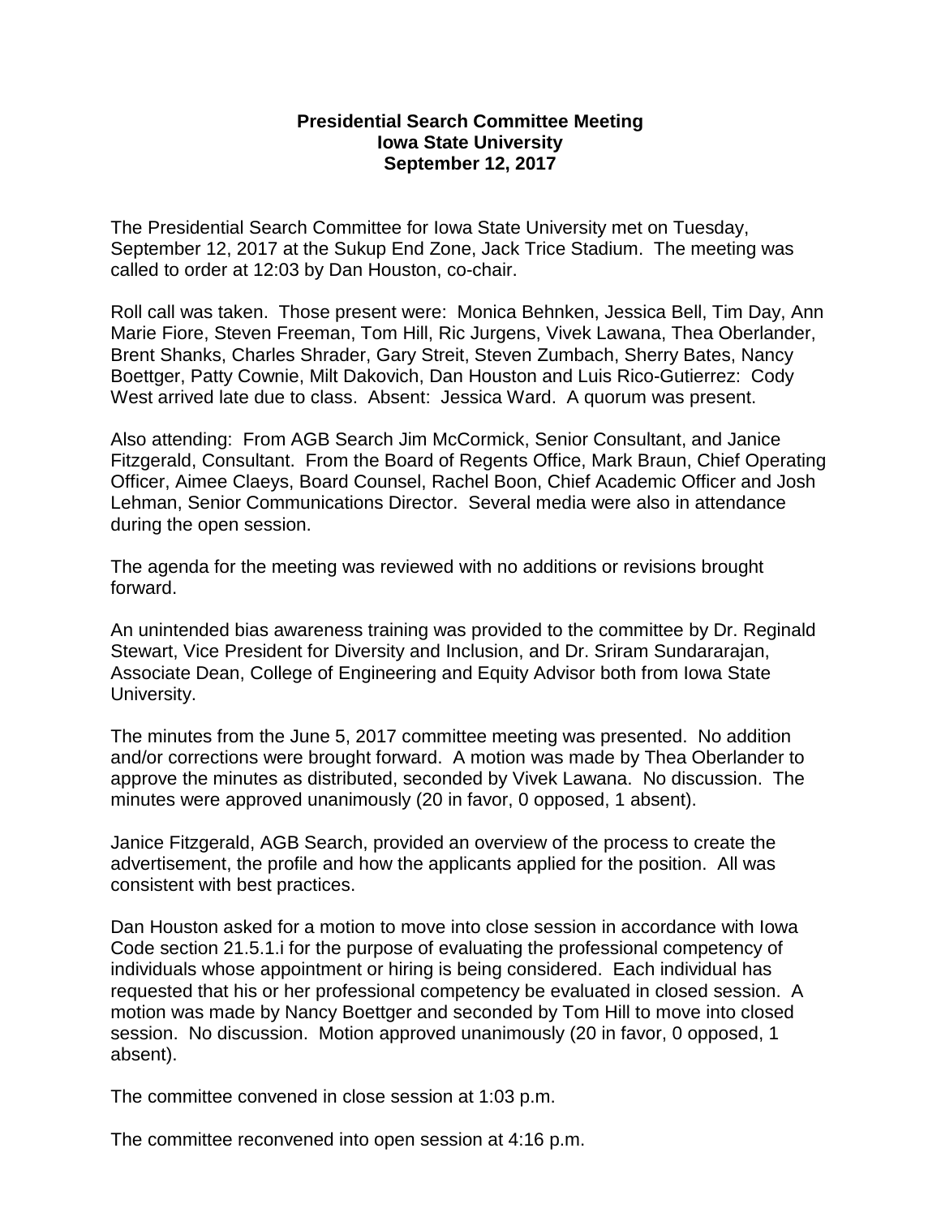**Presidential Search Committee Meeting**
**Iowa State University**
**September 12, 2017**

The Presidential Search Committee for Iowa State University met on Tuesday, September 12, 2017 at the Sukup End Zone, Jack Trice Stadium. The meeting was called to order at 12:03 by Dan Houston, co-chair.

Roll call was taken. Those present were: Monica Behnken, Jessica Bell, Tim Day, Ann Marie Fiore, Steven Freeman, Tom Hill, Ric Jurgens, Vivek Lawana, Thea Oberlander, Brent Shanks, Charles Shrader, Gary Streit, Steven Zumbach, Sherry Bates, Nancy Boettger, Patty Cownie, Milt Dakovich, Dan Houston and Luis Rico-Gutierrez: Cody West arrived late due to class. Absent: Jessica Ward. A quorum was present.

Also attending: From AGB Search Jim McCormick, Senior Consultant, and Janice Fitzgerald, Consultant. From the Board of Regents Office, Mark Braun, Chief Operating Officer, Aimee Claeys, Board Counsel, Rachel Boon, Chief Academic Officer and Josh Lehman, Senior Communications Director. Several media were also in attendance during the open session.

The agenda for the meeting was reviewed with no additions or revisions brought forward.

An unintended bias awareness training was provided to the committee by Dr. Reginald Stewart, Vice President for Diversity and Inclusion, and Dr. Sriram Sundararajan, Associate Dean, College of Engineering and Equity Advisor both from Iowa State University.

The minutes from the June 5, 2017 committee meeting was presented. No addition and/or corrections were brought forward. A motion was made by Thea Oberlander to approve the minutes as distributed, seconded by Vivek Lawana. No discussion. The minutes were approved unanimously (20 in favor, 0 opposed, 1 absent).

Janice Fitzgerald, AGB Search, provided an overview of the process to create the advertisement, the profile and how the applicants applied for the position. All was consistent with best practices.

Dan Houston asked for a motion to move into close session in accordance with Iowa Code section 21.5.1.i for the purpose of evaluating the professional competency of individuals whose appointment or hiring is being considered. Each individual has requested that his or her professional competency be evaluated in closed session. A motion was made by Nancy Boettger and seconded by Tom Hill to move into closed session. No discussion. Motion approved unanimously (20 in favor, 0 opposed, 1 absent).

The committee convened in close session at 1:03 p.m.

The committee reconvened into open session at 4:16 p.m.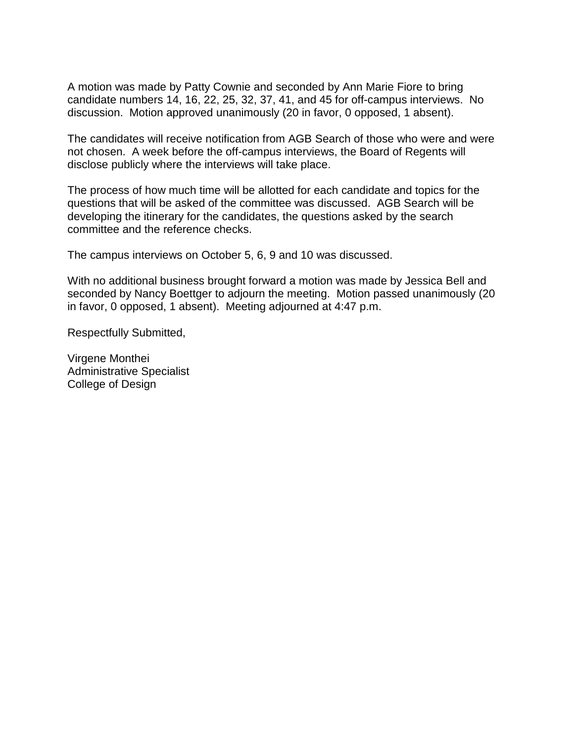A motion was made by Patty Cownie and seconded by Ann Marie Fiore to bring candidate numbers 14, 16, 22, 25, 32, 37, 41, and 45 for off-campus interviews. No discussion. Motion approved unanimously (20 in favor, 0 opposed, 1 absent).

The candidates will receive notification from AGB Search of those who were and were not chosen. A week before the off-campus interviews, the Board of Regents will disclose publicly where the interviews will take place.

The process of how much time will be allotted for each candidate and topics for the questions that will be asked of the committee was discussed. AGB Search will be developing the itinerary for the candidates, the questions asked by the search committee and the reference checks.

The campus interviews on October 5, 6, 9 and 10 was discussed.

With no additional business brought forward a motion was made by Jessica Bell and seconded by Nancy Boettger to adjourn the meeting. Motion passed unanimously (20 in favor, 0 opposed, 1 absent). Meeting adjourned at 4:47 p.m.

Respectfully Submitted,

Virgene Monthei
Administrative Specialist
College of Design